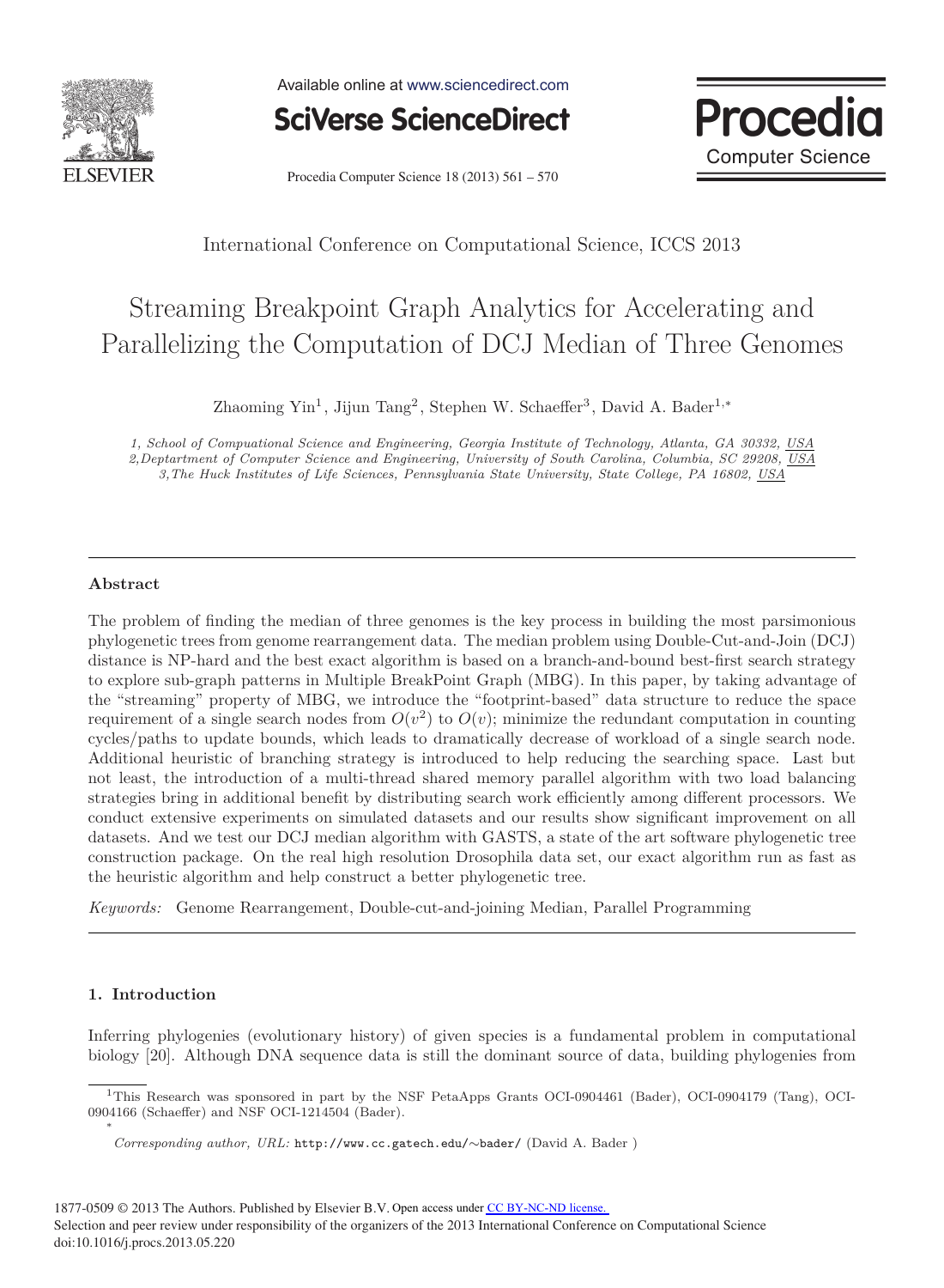International Conference on Computational Science, ICCS 2013

# Streaming Breakpoint Graph Analytics for Accelerating and Parallelizing the Computation of DCJ Median of Three Genomes

Zhaoming Yin[1], Jijun Tang[2], Stephen W. Schaeffer[3], David A. Bader[1,*]

*1, School of Compuational Science and Engineering, Georgia Institute of Technology, Atlanta, GA 30332, USA*
*2,Deptartment of Computer Science and Engineering, University of South Carolina, Columbia, SC 29208, USA*
*3,The Huck Institutes of Life Sciences, Pennsylvania State University, State College, PA 16802, USA*

---

### Abstract

The problem of finding the median of three genomes is the key process in building the most parsimonious phylogenetic trees from genome rearrangement data. The median problem using Double-Cut-and-Join (DCJ) distance is NP-hard and the best exact algorithm is based on a branch-and-bound best-first search strategy to explore sub-graph patterns in Multiple BreakPoint Graph (MBG). In this paper, by taking advantage of the "streaming" property of MBG, we introduce the "footprint-based" data structure to reduce the space requirement of a single search nodes from $O(v^2)$ to $O(v)$; minimize the redundant computation in counting cycles/paths to update bounds, which leads to dramatically decrease of workload of a single search node. Additional heuristic of branching strategy is introduced to help reducing the searching space. Last but not least, the introduction of a multi-thread shared memory parallel algorithm with two load balancing strategies bring in additional benefit by distributing search work efficiently among different processors. We conduct extensive experiments on simulated datasets and our results show significant improvement on all datasets. And we test our DCJ median algorithm with GASTS, a state of the art software phylogenetic tree construction package. On the real high resolution Drosophila data set, our exact algorithm run as fast as the heuristic algorithm and help construct a better phylogenetic tree.

*Keywords:* Genome Rearrangement, Double-cut-and-joining Median, Parallel Programming

---

## 1. Introduction

Inferring phylogenies (evolutionary history) of given species is a fundamental problem in computational biology [20]. Although DNA sequence data is still the dominant source of data, building phylogenies from

[1]This Research was sponsored in part by the NSF PetaApps Grants OCI-0904461 (Bader), OCI-0904179 (Tang), OCI-0904166 (Schaeffer) and NSF OCI-1214504 (Bader).

[*] *Corresponding author, URL:* `http://www.cc.gatech.edu/~bader/` (David A. Bader )

1877-0509 © 2013 The Authors. Published by Elsevier B.V. Open access under CC BY-NC-ND license.
Selection and peer review under responsibility of the organizers of the 2013 International Conference on Computational Science
doi:10.1016/j.procs.2013.05.220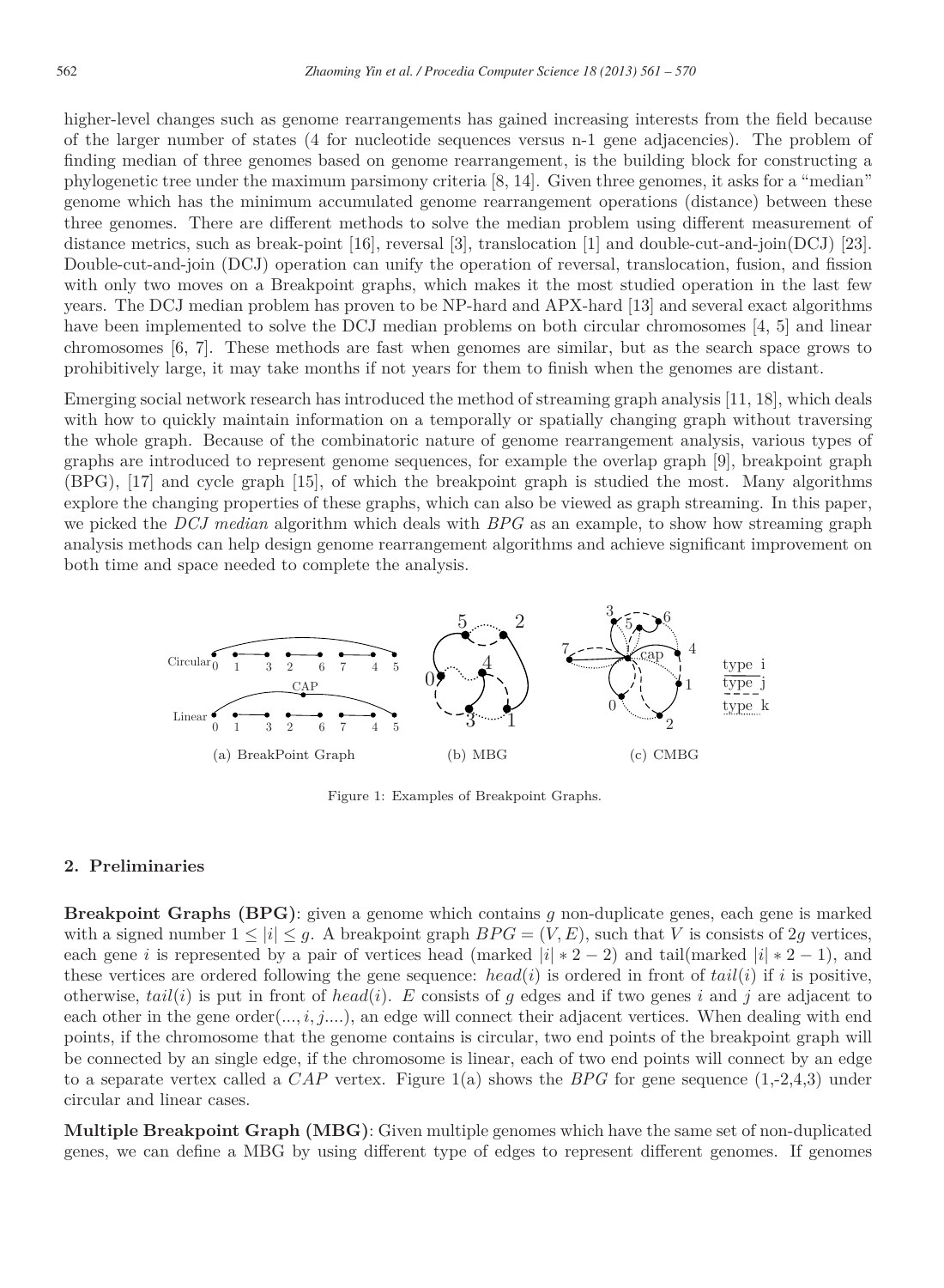higher-level changes such as genome rearrangements has gained increasing interests from the field because of the larger number of states (4 for nucleotide sequences versus n-1 gene adjacencies). The problem of finding median of three genomes based on genome rearrangement, is the building block for constructing a phylogenetic tree under the maximum parsimony criteria [8, 14]. Given three genomes, it asks for a "median" genome which has the minimum accumulated genome rearrangement operations (distance) between these three genomes. There are different methods to solve the median problem using different measurement of distance metrics, such as break-point [16], reversal [3], translocation [1] and double-cut-and-join(DCJ) [23]. Double-cut-and-join (DCJ) operation can unify the operation of reversal, translocation, fusion, and fission with only two moves on a Breakpoint graphs, which makes it the most studied operation in the last few years. The DCJ median problem has proven to be NP-hard and APX-hard [13] and several exact algorithms have been implemented to solve the DCJ median problems on both circular chromosomes [4, 5] and linear chromosomes [6, 7]. These methods are fast when genomes are similar, but as the search space grows to prohibitively large, it may take months if not years for them to finish when the genomes are distant.

Emerging social network research has introduced the method of streaming graph analysis [11, 18], which deals with how to quickly maintain information on a temporally or spatially changing graph without traversing the whole graph. Because of the combinatoric nature of genome rearrangement analysis, various types of graphs are introduced to represent genome sequences, for example the overlap graph [9], breakpoint graph (BPG), [17] and cycle graph [15], of which the breakpoint graph is studied the most. Many algorithms explore the changing properties of these graphs, which can also be viewed as graph streaming. In this paper, we picked the *DCJ median* algorithm which deals with *BPG* as an example, to show how streaming graph analysis methods can help design genome rearrangement algorithms and achieve significant improvement on both time and space needed to complete the analysis.

(a) BreakPoint Graph (b) MBG (c) CMBG

Figure 1: Examples of Breakpoint Graphs.

## 2. Preliminaries

**Breakpoint Graphs (BPG)**: given a genome which contains $g$ non-duplicate genes, each gene is marked with a signed number $1 \leq |i| \leq g$. A breakpoint graph $BPG = (V, E)$, such that $V$ is consists of $2g$ vertices, each gene $i$ is represented by a pair of vertices head (marked $|i| * 2 - 2$) and tail(marked $|i| * 2 - 1$), and these vertices are ordered following the gene sequence: $head(i)$ is ordered in front of $tail(i)$ if $i$ is positive, otherwise, $tail(i)$ is put in front of $head(i)$. $E$ consists of $g$ edges and if two genes $i$ and $j$ are adjacent to each other in the gene order$(..., i, j....)$, an edge will connect their adjacent vertices. When dealing with end points, if the chromosome that the genome contains is circular, two end points of the breakpoint graph will be connected by an single edge, if the chromosome is linear, each of two end points will connect by an edge to a separate vertex called a *CAP* vertex. Figure 1(a) shows the *BPG* for gene sequence (1,-2,4,3) under circular and linear cases.

**Multiple Breakpoint Graph (MBG)**: Given multiple genomes which have the same set of non-duplicated genes, we can define a MBG by using different type of edges to represent different genomes. If genomes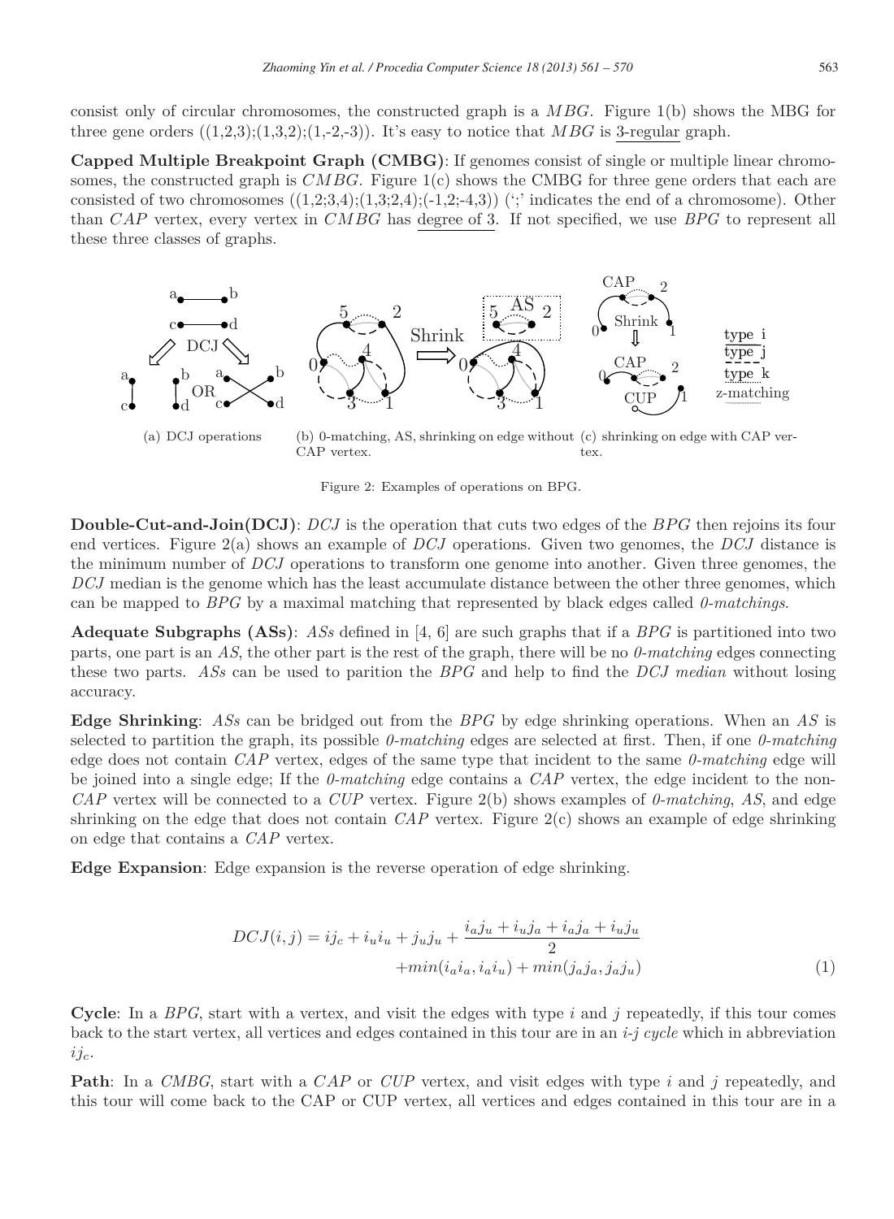consist only of circular chromosomes, the constructed graph is a *MBG*. Figure 1(b) shows the MBG for three gene orders ((1,2,3);(1,3,2);(1,-2,-3)). It's easy to notice that *MBG* is 3-regular graph.

**Capped Multiple Breakpoint Graph (CMBG)**: If genomes consist of single or multiple linear chromosomes, the constructed graph is *CMBG*. Figure 1(c) shows the CMBG for three gene orders that each are consisted of two chromosomes ((1,2;3,4);(1,3;2,4);(-1,2;-4,3)) (';' indicates the end of a chromosome). Other than *CAP* vertex, every vertex in *CMBG* has degree of 3. If not specified, we use *BPG* to represent all these three classes of graphs.

(a) DCJ operations (b) 0-matching, AS, shrinking on edge without CAP vertex. (c) shrinking on edge with CAP vertex.

Figure 2: Examples of operations on BPG.

**Double-Cut-and-Join(DCJ)**: *DCJ* is the operation that cuts two edges of the *BPG* then rejoins its four end vertices. Figure 2(a) shows an example of *DCJ* operations. Given two genomes, the *DCJ* distance is the minimum number of *DCJ* operations to transform one genome into another. Given three genomes, the *DCJ* median is the genome which has the least accumulate distance between the other three genomes, which can be mapped to *BPG* by a maximal matching that represented by black edges called *0-matchings*.

**Adequate Subgraphs (ASs)**: *ASs* defined in [4, 6] are such graphs that if a *BPG* is partitioned into two parts, one part is an *AS*, the other part is the rest of the graph, there will be no *0-matching* edges connecting these two parts. *ASs* can be used to parition the *BPG* and help to find the *DCJ median* without losing accuracy.

**Edge Shrinking**: *ASs* can be bridged out from the *BPG* by edge shrinking operations. When an *AS* is selected to partition the graph, its possible *0-matching* edges are selected at first. Then, if one *0-matching* edge does not contain *CAP* vertex, edges of the same type that incident to the same *0-matching* edge will be joined into a single edge; If the *0-matching* edge contains a *CAP* vertex, the edge incident to the non-*CAP* vertex will be connected to a *CUP* vertex. Figure 2(b) shows examples of *0-matching*, *AS*, and edge shrinking on the edge that does not contain *CAP* vertex. Figure 2(c) shows an example of edge shrinking on edge that contains a *CAP* vertex.

**Edge Expansion**: Edge expansion is the reverse operation of edge shrinking.

$$DCJ(i,j) = ij_c + i_u i_u + j_u j_u + \frac{i_a j_u + i_u j_a + i_a j_a + i_u j_u}{2} + min(i_a i_a, i_a i_u) + min(j_a j_a, j_a j_u) \quad (1)$$

**Cycle**: In a *BPG*, start with a vertex, and visit the edges with type $i$ and $j$ repeatedly, if this tour comes back to the start vertex, all vertices and edges contained in this tour are in an *i-j cycle* which in abbreviation $ij_c$.

**Path**: In a *CMBG*, start with a *CAP* or *CUP* vertex, and visit edges with type $i$ and $j$ repeatedly, and this tour will come back to the CAP or CUP vertex, all vertices and edges contained in this tour are in a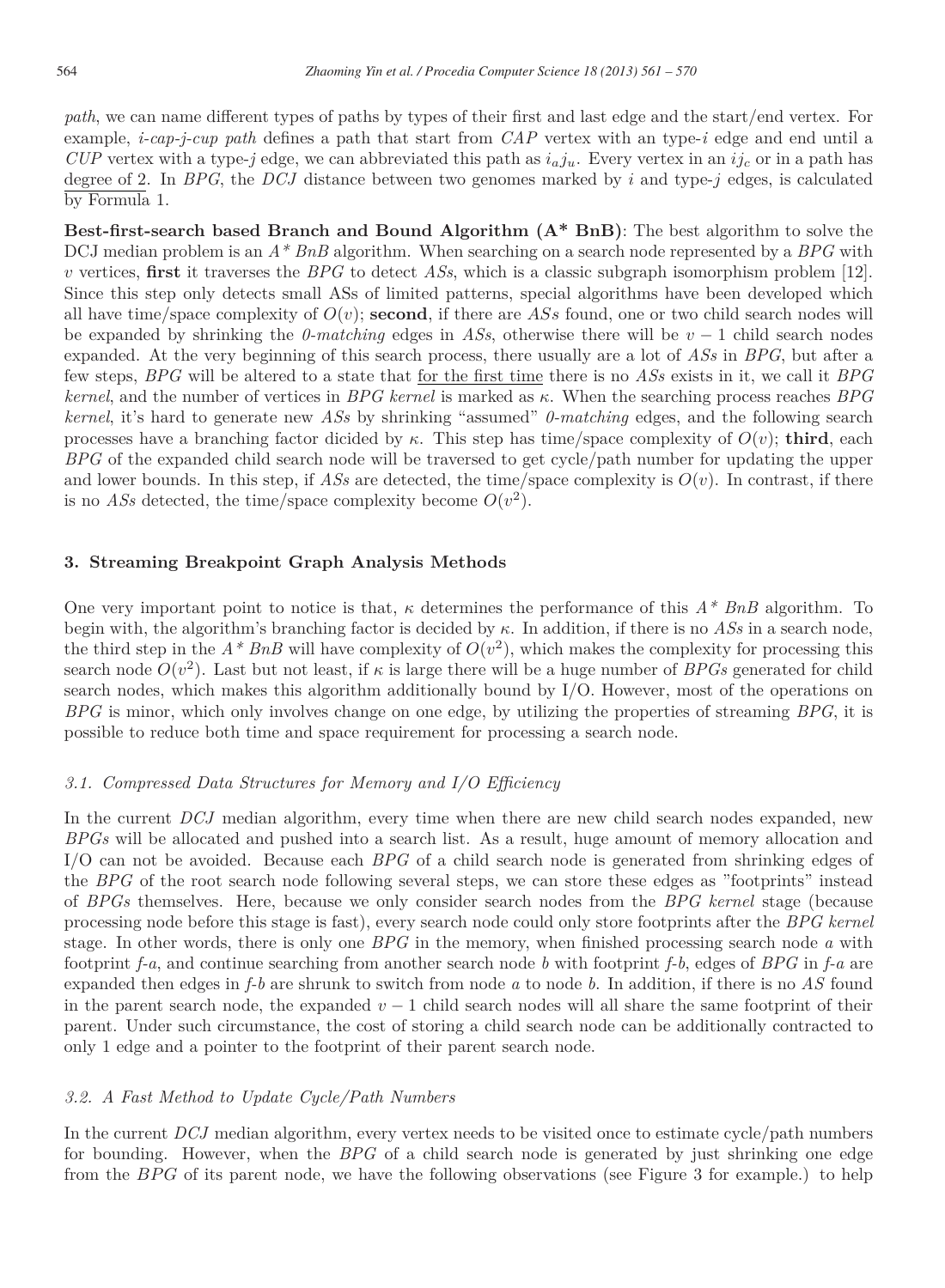*path*, we can name different types of paths by types of their first and last edge and the start/end vertex. For example, *i-cap-j-cup path* defines a path that start from *CAP* vertex with an type-$i$ edge and end until a *CUP* vertex with a type-$j$ edge, we can abbreviated this path as $i_a j_u$. Every vertex in an $ij_c$ or in a path has degree of 2. In *BPG*, the *DCJ* distance between two genomes marked by $i$ and type-$j$ edges, is calculated by Formula 1.

**Best-first-search based Branch and Bound Algorithm (A\* BnB)**: The best algorithm to solve the DCJ median problem is an *A\* BnB* algorithm. When searching on a search node represented by a *BPG* with $v$ vertices, **first** it traverses the *BPG* to detect *ASs*, which is a classic subgraph isomorphism problem [12]. Since this step only detects small ASs of limited patterns, special algorithms have been developed which all have time/space complexity of $O(v)$; **second**, if there are *ASs* found, one or two child search nodes will be expanded by shrinking the *0-matching* edges in *ASs*, otherwise there will be $v - 1$ child search nodes expanded. At the very beginning of this search process, there usually are a lot of *ASs* in *BPG*, but after a few steps, *BPG* will be altered to a state that for the first time there is no *ASs* exists in it, we call it *BPG kernel*, and the number of vertices in *BPG kernel* is marked as $\kappa$. When the searching process reaches *BPG kernel*, it's hard to generate new *ASs* by shrinking "assumed" *0-matching* edges, and the following search processes have a branching factor dicided by $\kappa$. This step has time/space complexity of $O(v)$; **third**, each *BPG* of the expanded child search node will be traversed to get cycle/path number for updating the upper and lower bounds. In this step, if *ASs* are detected, the time/space complexity is $O(v)$. In contrast, if there is no *ASs* detected, the time/space complexity become $O(v^2)$.

## 3. Streaming Breakpoint Graph Analysis Methods

One very important point to notice is that, $\kappa$ determines the performance of this *A\* BnB* algorithm. To begin with, the algorithm's branching factor is decided by $\kappa$. In addition, if there is no *ASs* in a search node, the third step in the *A\* BnB* will have complexity of $O(v^2)$, which makes the complexity for processing this search node $O(v^2)$. Last but not least, if $\kappa$ is large there will be a huge number of *BPGs* generated for child search nodes, which makes this algorithm additionally bound by I/O. However, most of the operations on *BPG* is minor, which only involves change on one edge, by utilizing the properties of streaming *BPG*, it is possible to reduce both time and space requirement for processing a search node.

### 3.1. Compressed Data Structures for Memory and I/O Efficiency

In the current *DCJ* median algorithm, every time when there are new child search nodes expanded, new *BPGs* will be allocated and pushed into a search list. As a result, huge amount of memory allocation and I/O can not be avoided. Because each *BPG* of a child search node is generated from shrinking edges of the *BPG* of the root search node following several steps, we can store these edges as "footprints" instead of *BPGs* themselves. Here, because we only consider search nodes from the *BPG kernel* stage (because processing node before this stage is fast), every search node could only store footprints after the *BPG kernel* stage. In other words, there is only one *BPG* in the memory, when finished processing search node *a* with footprint *f-a*, and continue searching from another search node *b* with footprint *f-b*, edges of *BPG* in *f-a* are expanded then edges in *f-b* are shrunk to switch from node *a* to node *b*. In addition, if there is no *AS* found in the parent search node, the expanded $v - 1$ child search nodes will all share the same footprint of their parent. Under such circumstance, the cost of storing a child search node can be additionally contracted to only 1 edge and a pointer to the footprint of their parent search node.

### 3.2. A Fast Method to Update Cycle/Path Numbers

In the current *DCJ* median algorithm, every vertex needs to be visited once to estimate cycle/path numbers for bounding. However, when the *BPG* of a child search node is generated by just shrinking one edge from the *BPG* of its parent node, we have the following observations (see Figure 3 for example.) to help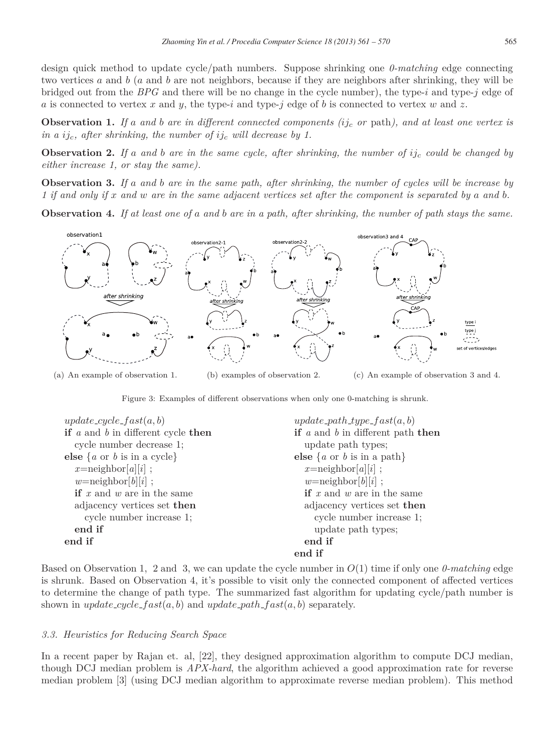design quick method to update cycle/path numbers. Suppose shrinking one *0-matching* edge connecting two vertices $a$ and $b$ ($a$ and $b$ are not neighbors, because if they are neighbors after shrinking, they will be bridged out from the *BPG* and there will be no change in the cycle number), the type-$i$ and type-$j$ edge of $a$ is connected to vertex $x$ and $y$, the type-$i$ and type-$j$ edge of $b$ is connected to vertex $w$ and $z$.

**Observation 1.** *If $a$ and $b$ are in different connected components ($ij_c$ or path), and at least one vertex is in a $ij_c$, after shrinking, the number of $ij_c$ will decrease by 1.*

**Observation 2.** *If $a$ and $b$ are in the same cycle, after shrinking, the number of $ij_c$ could be changed by either increase 1, or stay the same).*

**Observation 3.** *If $a$ and $b$ are in the same path, after shrinking, the number of cycles will be increase by 1 if and only if $x$ and $w$ are in the same adjacent vertices set after the component is separated by $a$ and $b$.*

**Observation 4.** *If at least one of $a$ and $b$ are in a path, after shrinking, the number of path stays the same.*

(a) An example of observation 1. (b) examples of observation 2. (c) An example of observation 3 and 4.

Figure 3: Examples of different observations when only one 0-matching is shrunk.

```
update_cycle_fast(a, b)
if a and b in different cycle then
   cycle number decrease 1;
else {a or b is in a cycle}
   x=neighbor[a][i] ;
   w=neighbor[b][i] ;
   if x and w are in the same
   adjacency vertices set then
      cycle number increase 1;
   end if
end if
```

```
update_path_type_fast(a, b)
if a and b in different path then
   update path types;
else {a or b is in a path}
   x=neighbor[a][i] ;
   w=neighbor[b][i] ;
   if x and w are in the same
   adjacency vertices set then
      cycle number increase 1;
      update path types;
   end if
end if
```

Based on Observation 1, 2 and 3, we can update the cycle number in $O(1)$ time if only one *0-matching* edge is shrunk. Based on Observation 4, it's possible to visit only the connected component of affected vertices to determine the change of path type. The summarized fast algorithm for updating cycle/path number is shown in *update_cycle_fast*$(a, b)$ and *update_path_fast*$(a, b)$ separately.

### *3.3. Heuristics for Reducing Search Space*

In a recent paper by Rajan et. al, [22], they designed approximation algorithm to compute DCJ median, though DCJ median problem is *APX-hard*, the algorithm achieved a good approximation rate for reverse median problem [3] (using DCJ median algorithm to approximate reverse median problem). This method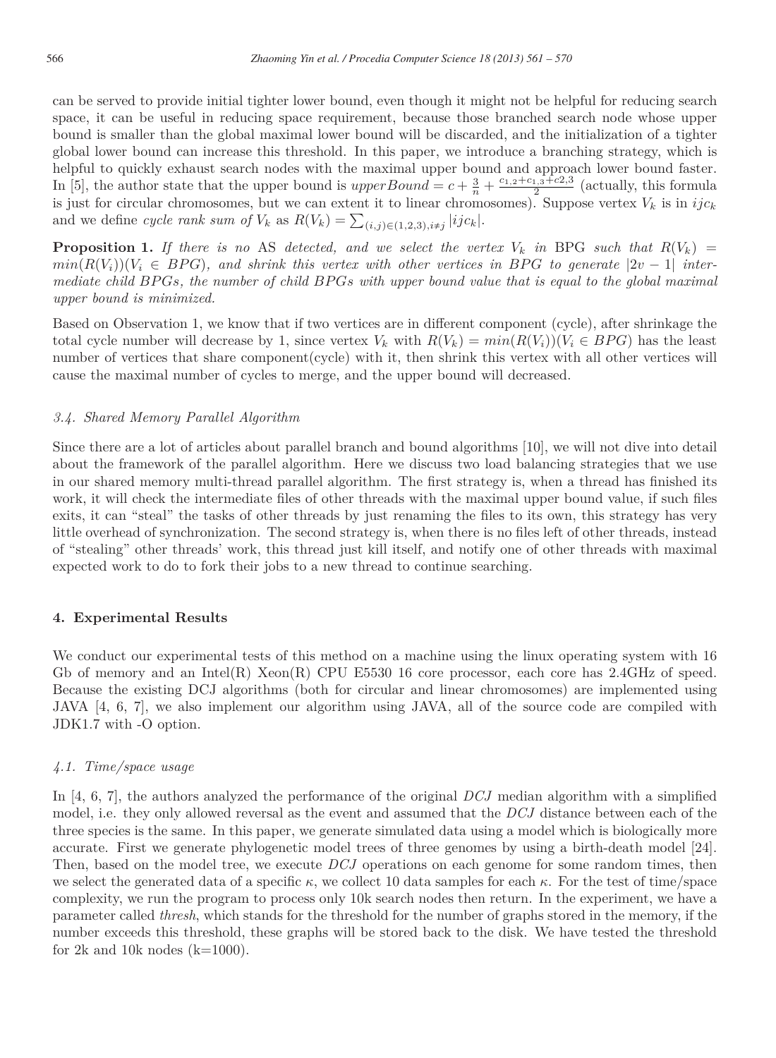can be served to provide initial tighter lower bound, even though it might not be helpful for reducing search space, it can be useful in reducing space requirement, because those branched search node whose upper bound is smaller than the global maximal lower bound will be discarded, and the initialization of a tighter global lower bound can increase this threshold. In this paper, we introduce a branching strategy, which is helpful to quickly exhaust search nodes with the maximal upper bound and approach lower bound faster. In [5], the author state that the upper bound is $upperBound = c + \frac{3}{n} + \frac{c_{1,2}+c_{1,3}+c2,3}{2}$ (actually, this formula is just for circular chromosomes, but we can extent it to linear chromosomes). Suppose vertex $V_k$ is in $ijc_k$ and we define *cycle rank sum of* $V_k$ as $R(V_k) = \sum_{(i,j)\in(1,2,3),i\neq j} |ijc_k|$.

**Proposition 1.** *If there is no* AS *detected, and we select the vertex $V_k$ in* BPG *such that $R(V_k) = min(R(V_i))(V_i \in BPG)$, and shrink this vertex with other vertices in $BPG$ to generate $|2v-1|$ intermediate child $BPGs$, the number of child $BPGs$ with upper bound value that is equal to the global maximal upper bound is minimized.*

Based on Observation 1, we know that if two vertices are in different component (cycle), after shrinkage the total cycle number will decrease by 1, since vertex $V_k$ with $R(V_k) = min(R(V_i))(V_i \in BPG)$ has the least number of vertices that share component(cycle) with it, then shrink this vertex with all other vertices will cause the maximal number of cycles to merge, and the upper bound will decreased.

### *3.4. Shared Memory Parallel Algorithm*

Since there are a lot of articles about parallel branch and bound algorithms [10], we will not dive into detail about the framework of the parallel algorithm. Here we discuss two load balancing strategies that we use in our shared memory multi-thread parallel algorithm. The first strategy is, when a thread has finished its work, it will check the intermediate files of other threads with the maximal upper bound value, if such files exits, it can "steal" the tasks of other threads by just renaming the files to its own, this strategy has very little overhead of synchronization. The second strategy is, when there is no files left of other threads, instead of "stealing" other threads' work, this thread just kill itself, and notify one of other threads with maximal expected work to do to fork their jobs to a new thread to continue searching.

## 4. Experimental Results

We conduct our experimental tests of this method on a machine using the linux operating system with 16 Gb of memory and an Intel(R) Xeon(R) CPU E5530 16 core processor, each core has 2.4GHz of speed. Because the existing DCJ algorithms (both for circular and linear chromosomes) are implemented using JAVA [4, 6, 7], we also implement our algorithm using JAVA, all of the source code are compiled with JDK1.7 with -O option.

### *4.1. Time/space usage*

In [4, 6, 7], the authors analyzed the performance of the original *DCJ* median algorithm with a simplified model, i.e. they only allowed reversal as the event and assumed that the *DCJ* distance between each of the three species is the same. In this paper, we generate simulated data using a model which is biologically more accurate. First we generate phylogenetic model trees of three genomes by using a birth-death model [24]. Then, based on the model tree, we execute *DCJ* operations on each genome for some random times, then we select the generated data of a specific $\kappa$, we collect 10 data samples for each $\kappa$. For the test of time/space complexity, we run the program to process only 10k search nodes then return. In the experiment, we have a parameter called *thresh*, which stands for the threshold for the number of graphs stored in the memory, if the number exceeds this threshold, these graphs will be stored back to the disk. We have tested the threshold for 2k and 10k nodes (k=1000).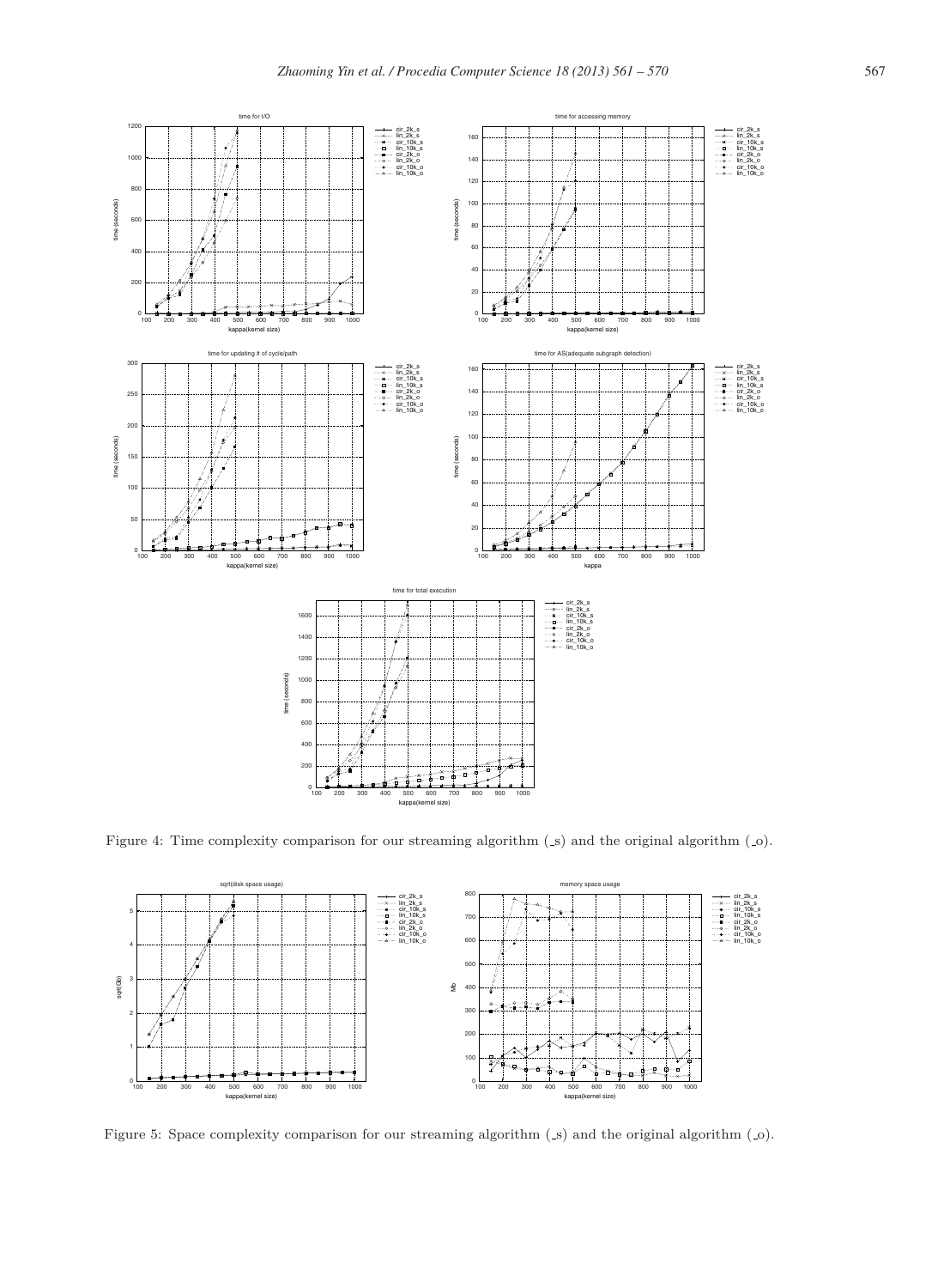Figure 4: Time complexity comparison for our streaming algorithm (_s) and the original algorithm (_o).

Figure 5: Space complexity comparison for our streaming algorithm (_s) and the original algorithm (_o).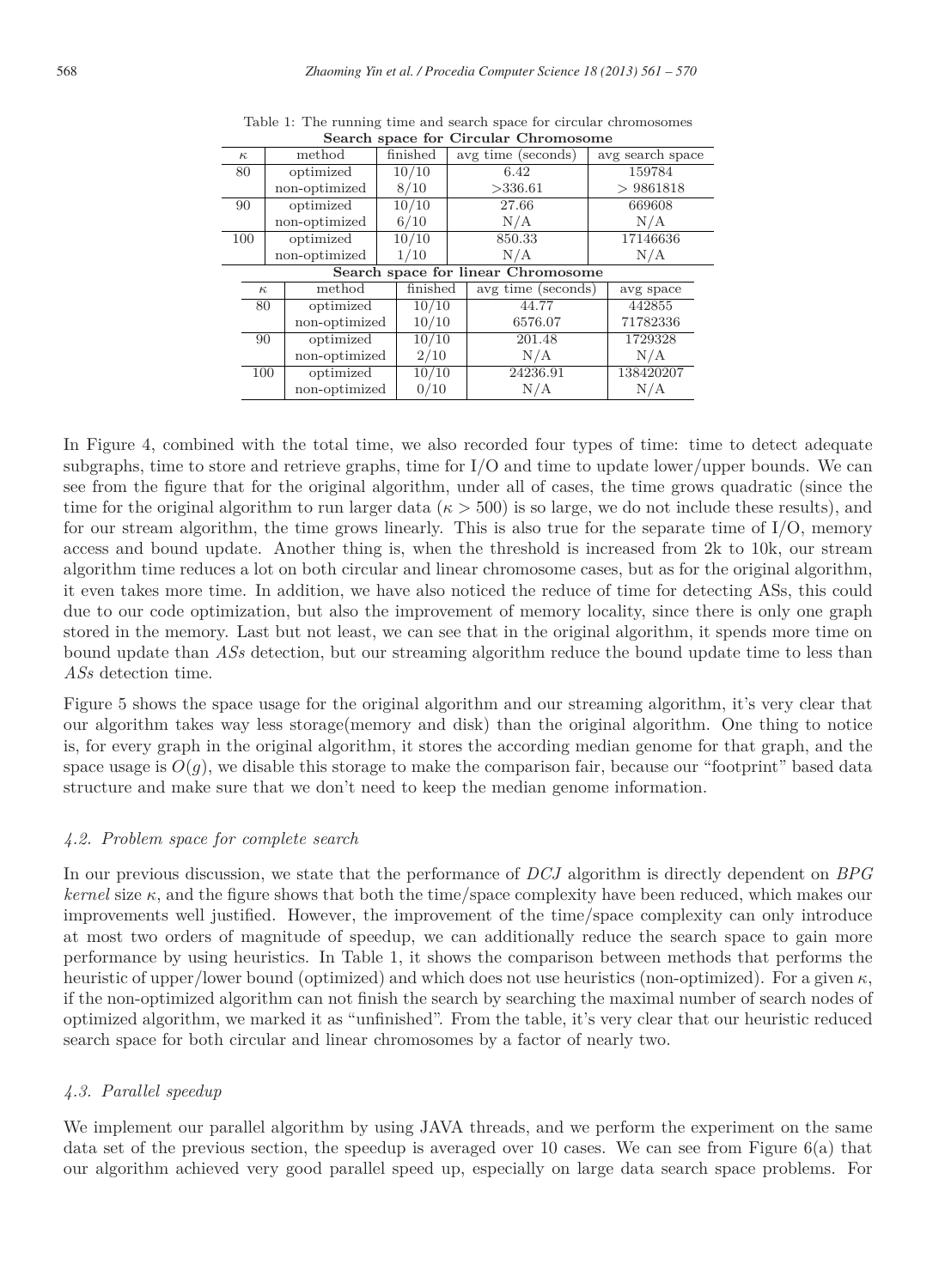Table 1: The running time and search space for circular chromosomes

**Search space for Circular Chromosome**

| $\kappa$ | method | finished | avg time (seconds) | avg search space |
|---|---|---|---|---|
| 80 | optimized | 10/10 | 6.42 | 159784 |
| | non-optimized | 8/10 | >336.61 | > 9861818 |
| 90 | optimized | 10/10 | 27.66 | 669608 |
| | non-optimized | 6/10 | N/A | N/A |
| 100 | optimized | 10/10 | 850.33 | 17146636 |
| | non-optimized | 1/10 | N/A | N/A |

**Search space for linear Chromosome**

| $\kappa$ | method | finished | avg time (seconds) | avg space |
|---|---|---|---|---|
| 80 | optimized | 10/10 | 44.77 | 442855 |
| | non-optimized | 10/10 | 6576.07 | 71782336 |
| 90 | optimized | 10/10 | 201.48 | 1729328 |
| | non-optimized | 2/10 | N/A | N/A |
| 100 | optimized | 10/10 | 24236.91 | 138420207 |
| | non-optimized | 0/10 | N/A | N/A |

In Figure 4, combined with the total time, we also recorded four types of time: time to detect adequate subgraphs, time to store and retrieve graphs, time for I/O and time to update lower/upper bounds. We can see from the figure that for the original algorithm, under all of cases, the time grows quadratic (since the time for the original algorithm to run larger data ($\kappa > 500$) is so large, we do not include these results), and for our stream algorithm, the time grows linearly. This is also true for the separate time of I/O, memory access and bound update. Another thing is, when the threshold is increased from 2k to 10k, our stream algorithm time reduces a lot on both circular and linear chromosome cases, but as for the original algorithm, it even takes more time. In addition, we have also noticed the reduce of time for detecting ASs, this could due to our code optimization, but also the improvement of memory locality, since there is only one graph stored in the memory. Last but not least, we can see that in the original algorithm, it spends more time on bound update than *ASs* detection, but our streaming algorithm reduce the bound update time to less than *ASs* detection time.

Figure 5 shows the space usage for the original algorithm and our streaming algorithm, it's very clear that our algorithm takes way less storage(memory and disk) than the original algorithm. One thing to notice is, for every graph in the original algorithm, it stores the according median genome for that graph, and the space usage is $O(g)$, we disable this storage to make the comparison fair, because our "footprint" based data structure and make sure that we don't need to keep the median genome information.

### 4.2. Problem space for complete search

In our previous discussion, we state that the performance of *DCJ* algorithm is directly dependent on *BPG kernel* size $\kappa$, and the figure shows that both the time/space complexity have been reduced, which makes our improvements well justified. However, the improvement of the time/space complexity can only introduce at most two orders of magnitude of speedup, we can additionally reduce the search space to gain more performance by using heuristics. In Table 1, it shows the comparison between methods that performs the heuristic of upper/lower bound (optimized) and which does not use heuristics (non-optimized). For a given $\kappa$, if the non-optimized algorithm can not finish the search by searching the maximal number of search nodes of optimized algorithm, we marked it as "unfinished". From the table, it's very clear that our heuristic reduced search space for both circular and linear chromosomes by a factor of nearly two.

### 4.3. Parallel speedup

We implement our parallel algorithm by using JAVA threads, and we perform the experiment on the same data set of the previous section, the speedup is averaged over 10 cases. We can see from Figure 6(a) that our algorithm achieved very good parallel speed up, especially on large data search space problems. For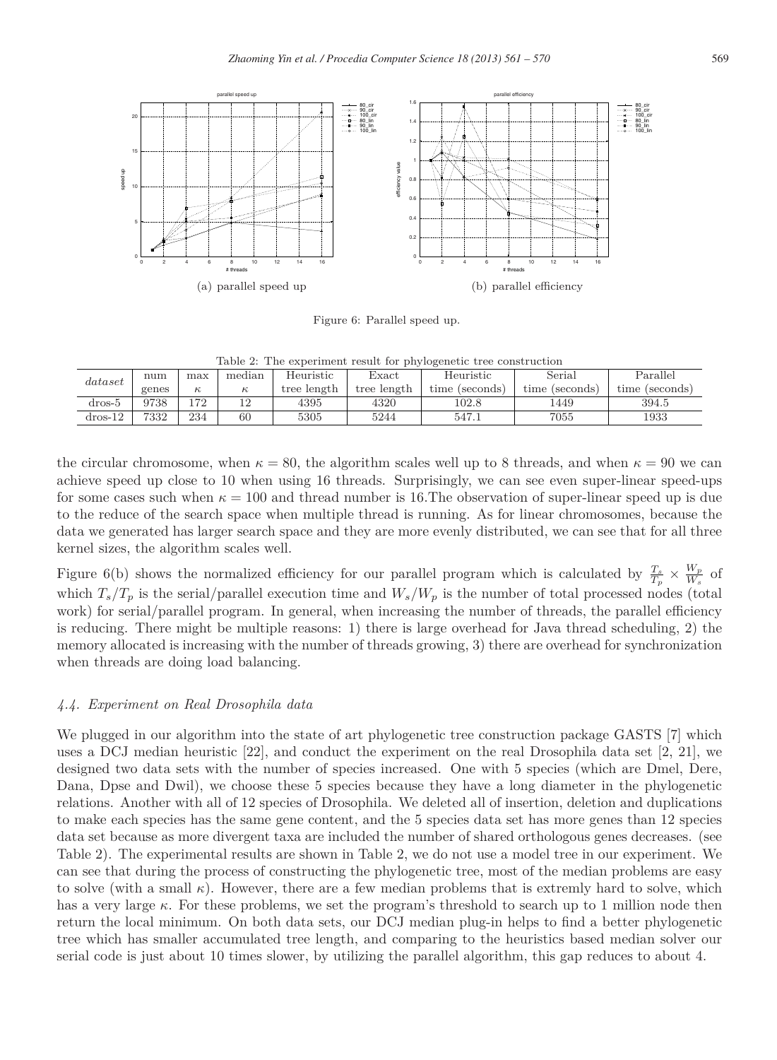(a) parallel speed up

(b) parallel efficiency

Figure 6: Parallel speed up.

Table 2: The experiment result for phylogenetic tree construction

| *dataset* | num genes | max $\kappa$ | median $\kappa$ | Heuristic tree length | Exact tree length | Heuristic time (seconds) | Serial time (seconds) | Parallel time (seconds) |
|---|---|---|---|---|---|---|---|---|
| dros-5 | 9738 | 172 | 12 | 4395 | 4320 | 102.8 | 1449 | 394.5 |
| dros-12 | 7332 | 234 | 60 | 5305 | 5244 | 547.1 | 7055 | 1933 |

the circular chromosome, when $\kappa = 80$, the algorithm scales well up to 8 threads, and when $\kappa = 90$ we can achieve speed up close to 10 when using 16 threads. Surprisingly, we can see even super-linear speed-ups for some cases such when $\kappa = 100$ and thread number is 16.The observation of super-linear speed up is due to the reduce of the search space when multiple thread is running. As for linear chromosomes, because the data we generated has larger search space and they are more evenly distributed, we can see that for all three kernel sizes, the algorithm scales well.

Figure 6(b) shows the normalized efficiency for our parallel program which is calculated by $\frac{T_s}{T_p} \times \frac{W_p}{W_s}$ of which $T_s/T_p$ is the serial/parallel execution time and $W_s/W_p$ is the number of total processed nodes (total work) for serial/parallel program. In general, when increasing the number of threads, the parallel efficiency is reducing. There might be multiple reasons: 1) there is large overhead for Java thread scheduling, 2) the memory allocated is increasing with the number of threads growing, 3) there are overhead for synchronization when threads are doing load balancing.

### *4.4. Experiment on Real Drosophila data*

We plugged in our algorithm into the state of art phylogenetic tree construction package GASTS [7] which uses a DCJ median heuristic [22], and conduct the experiment on the real Drosophila data set [2, 21], we designed two data sets with the number of species increased. One with 5 species (which are Dmel, Dere, Dana, Dpse and Dwil), we choose these 5 species because they have a long diameter in the phylogenetic relations. Another with all of 12 species of Drosophila. We deleted all of insertion, deletion and duplications to make each species has the same gene content, and the 5 species data set has more genes than 12 species data set because as more divergent taxa are included the number of shared orthologous genes decreases. (see Table 2). The experimental results are shown in Table 2, we do not use a model tree in our experiment. We can see that during the process of constructing the phylogenetic tree, most of the median problems are easy to solve (with a small $\kappa$). However, there are a few median problems that is extremly hard to solve, which has a very large $\kappa$. For these problems, we set the program's threshold to search up to 1 million node then return the local minimum. On both data sets, our DCJ median plug-in helps to find a better phylogenetic tree which has smaller accumulated tree length, and comparing to the heuristics based median solver our serial code is just about 10 times slower, by utilizing the parallel algorithm, this gap reduces to about 4.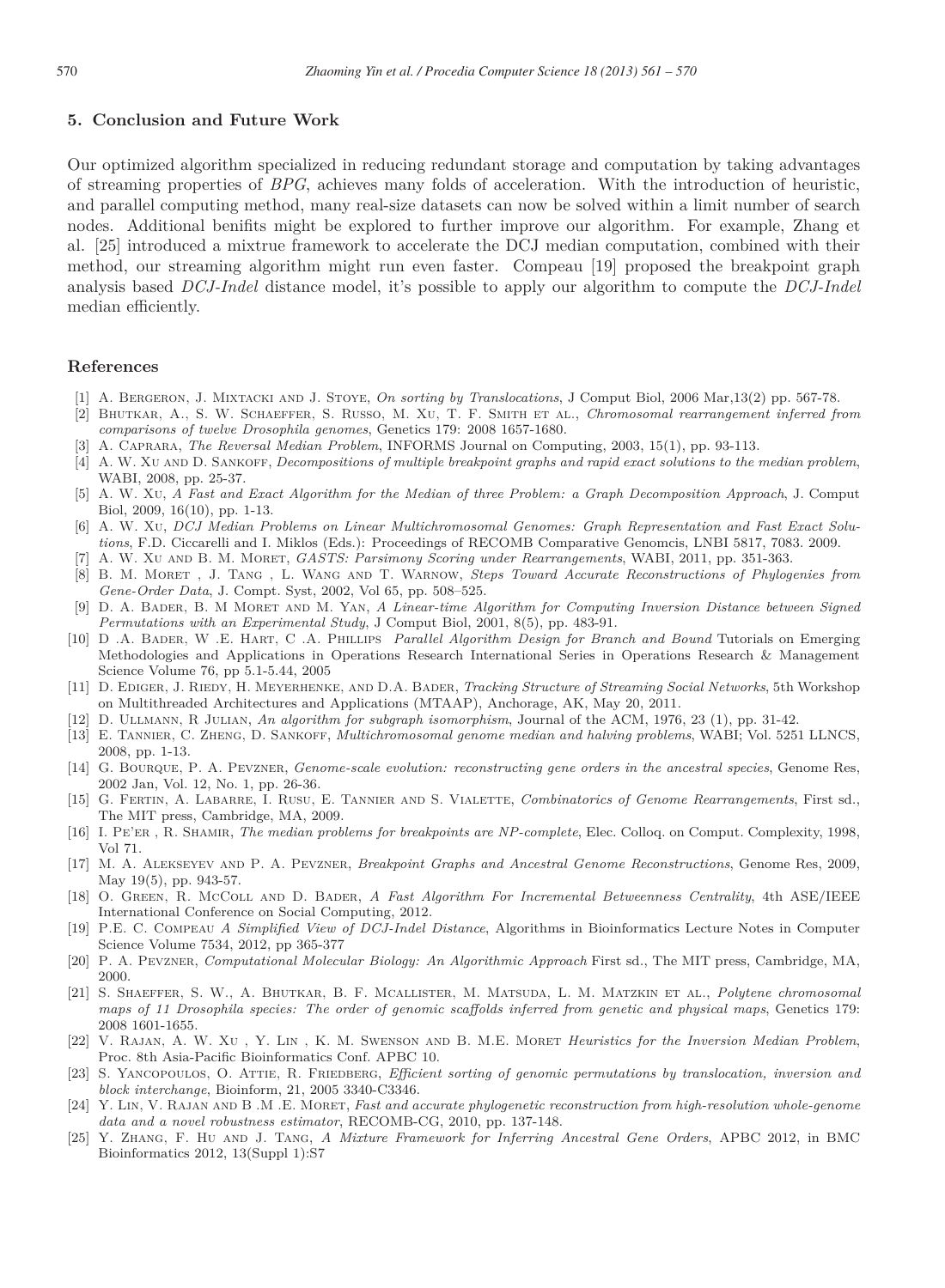## 5. Conclusion and Future Work

Our optimized algorithm specialized in reducing redundant storage and computation by taking advantages of streaming properties of *BPG*, achieves many folds of acceleration. With the introduction of heuristic, and parallel computing method, many real-size datasets can now be solved within a limit number of search nodes. Additional benifits might be explored to further improve our algorithm. For example, Zhang et al. [25] introduced a mixtrue framework to accelerate the DCJ median computation, combined with their method, our streaming algorithm might run even faster. Compeau [19] proposed the breakpoint graph analysis based *DCJ-Indel* distance model, it's possible to apply our algorithm to compute the *DCJ-Indel* median efficiently.

## References

[1] A. Bergeron, J. Mixtacki and J. Stoye, *On sorting by Translocations*, J Comput Biol, 2006 Mar,13(2) pp. 567-78.

[2] Bhutkar, A., S. W. Schaeffer, S. Russo, M. Xu, T. F. Smith et al., *Chromosomal rearrangement inferred from comparisons of twelve Drosophila genomes*, Genetics 179: 2008 1657-1680.

[3] A. Caprara, *The Reversal Median Problem*, INFORMS Journal on Computing, 2003, 15(1), pp. 93-113.

[4] A. W. Xu and D. Sankoff, *Decompositions of multiple breakpoint graphs and rapid exact solutions to the median problem*, WABI, 2008, pp. 25-37.

[5] A. W. Xu, *A Fast and Exact Algorithm for the Median of three Problem: a Graph Decomposition Approach*, J. Comput Biol, 2009, 16(10), pp. 1-13.

[6] A. W. Xu, *DCJ Median Problems on Linear Multichromosomal Genomes: Graph Representation and Fast Exact Solutions*, F.D. Ciccarelli and I. Miklos (Eds.): Proceedings of RECOMB Comparative Genomcis, LNBI 5817, 7083. 2009.

[7] A. W. Xu and B. M. Moret, *GASTS: Parsimony Scoring under Rearrangements*, WABI, 2011, pp. 351-363.

[8] B. M. Moret , J. Tang , L. Wang and T. Warnow, *Steps Toward Accurate Reconstructions of Phylogenies from Gene-Order Data*, J. Compt. Syst, 2002, Vol 65, pp. 508–525.

[9] D. A. Bader, B. M Moret and M. Yan, *A Linear-time Algorithm for Computing Inversion Distance between Signed Permutations with an Experimental Study*, J Comput Biol, 2001, 8(5), pp. 483-91.

[10] D .A. Bader, W .E. Hart, C .A. Phillips *Parallel Algorithm Design for Branch and Bound* Tutorials on Emerging Methodologies and Applications in Operations Research International Series in Operations Research & Management Science Volume 76, pp 5.1-5.44, 2005

[11] D. Ediger, J. Riedy, H. Meyerhenke, and D.A. Bader, *Tracking Structure of Streaming Social Networks*, 5th Workshop on Multithreaded Architectures and Applications (MTAAP), Anchorage, AK, May 20, 2011.

[12] D. Ullmann, R Julian, *An algorithm for subgraph isomorphism*, Journal of the ACM, 1976, 23 (1), pp. 31-42.

[13] E. Tannier, C. Zheng, D. Sankoff, *Multichromosomal genome median and halving problems*, WABI; Vol. 5251 LLNCS, 2008, pp. 1-13.

[14] G. Bourque, P. A. Pevzner, *Genome-scale evolution: reconstructing gene orders in the ancestral species*, Genome Res, 2002 Jan, Vol. 12, No. 1, pp. 26-36.

[15] G. Fertin, A. Labarre, I. Rusu, E. Tannier and S. Vialette, *Combinatorics of Genome Rearrangements*, First sd., The MIT press, Cambridge, MA, 2009.

[16] I. Pe'er , R. Shamir, *The median problems for breakpoints are NP-complete*, Elec. Colloq. on Comput. Complexity, 1998, Vol 71.

[17] M. A. Alekseyev and P. A. Pevzner, *Breakpoint Graphs and Ancestral Genome Reconstructions*, Genome Res, 2009, May 19(5), pp. 943-57.

[18] O. Green, R. McColl and D. Bader, *A Fast Algorithm For Incremental Betweenness Centrality*, 4th ASE/IEEE International Conference on Social Computing, 2012.

[19] P.E. C. Compeau *A Simplified View of DCJ-Indel Distance*, Algorithms in Bioinformatics Lecture Notes in Computer Science Volume 7534, 2012, pp 365-377

[20] P. A. Pevzner, *Computational Molecular Biology: An Algorithmic Approach* First sd., The MIT press, Cambridge, MA, 2000.

[21] S. Shaeffer, S. W., A. Bhutkar, B. F. Mcallister, M. Matsuda, L. M. Matzkin et al., *Polytene chromosomal maps of 11 Drosophila species: The order of genomic scaffolds inferred from genetic and physical maps*, Genetics 179: 2008 1601-1655.

[22] V. Rajan, A. W. Xu , Y. Lin , K. M. Swenson and B. M.E. Moret *Heuristics for the Inversion Median Problem*, Proc. 8th Asia-Pacific Bioinformatics Conf. APBC 10.

[23] S. Yancopoulos, O. Attie, R. Friedberg, *Efficient sorting of genomic permutations by translocation, inversion and block interchange*, Bioinform, 21, 2005 3340-C3346.

[24] Y. Lin, V. Rajan and B .M .E. Moret, *Fast and accurate phylogenetic reconstruction from high-resolution whole-genome data and a novel robustness estimator*, RECOMB-CG, 2010, pp. 137-148.

[25] Y. Zhang, F. Hu and J. Tang, *A Mixture Framework for Inferring Ancestral Gene Orders*, APBC 2012, in BMC Bioinformatics 2012, 13(Suppl 1):S7